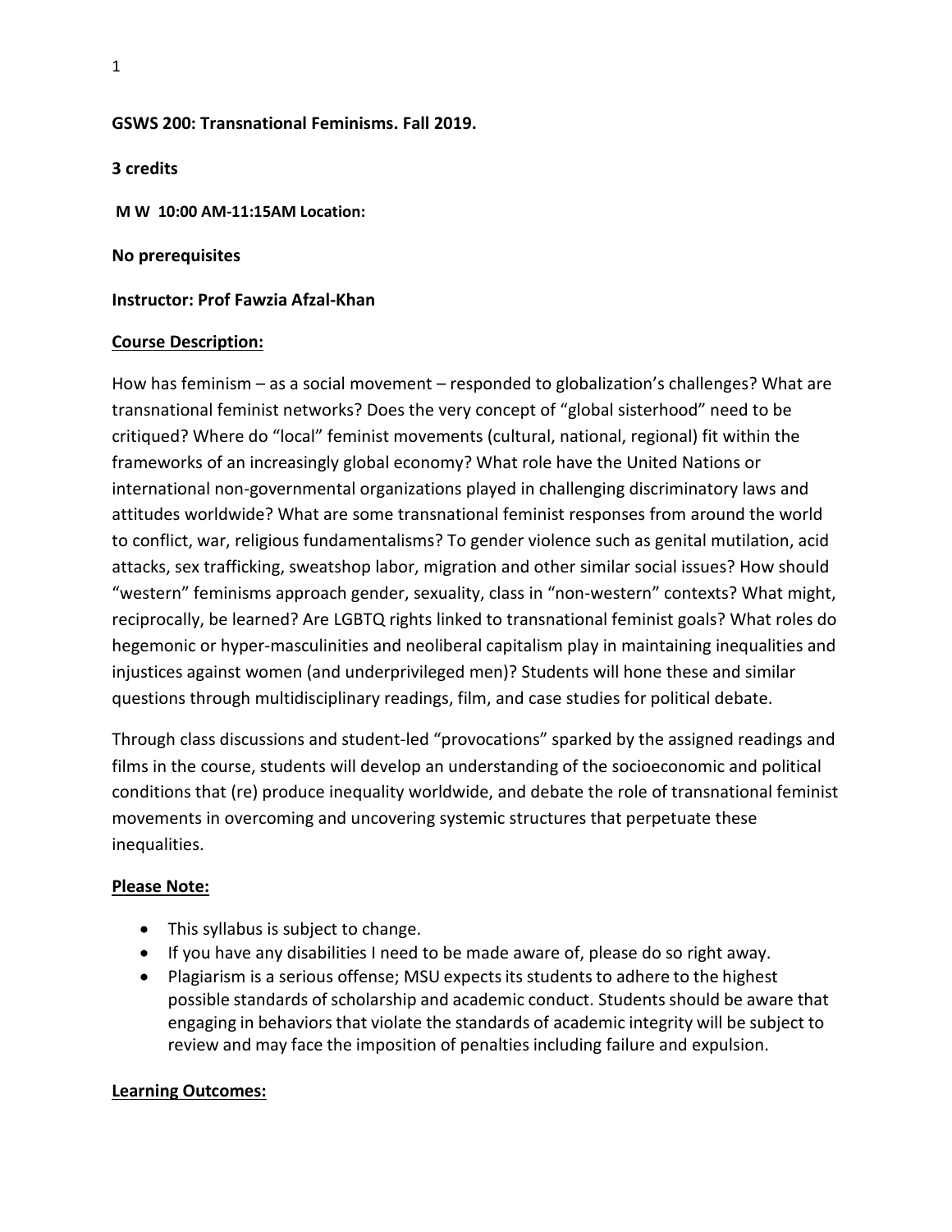**GSWS 200: Transnational Feminisms. Fall 2019.**

**3 credits**

**M W 10:00 AM-11:15AM Location:**

**No prerequisites**

**Instructor: Prof Fawzia Afzal-Khan**

## Course Description:

How has feminism – as a social movement – responded to globalization's challenges? What are transnational feminist networks? Does the very concept of "global sisterhood" need to be critiqued? Where do "local" feminist movements (cultural, national, regional) fit within the frameworks of an increasingly global economy? What role have the United Nations or international non-governmental organizations played in challenging discriminatory laws and attitudes worldwide? What are some transnational feminist responses from around the world to conflict, war, religious fundamentalisms? To gender violence such as genital mutilation, acid attacks, sex trafficking, sweatshop labor, migration and other similar social issues? How should "western" feminisms approach gender, sexuality, class in "non-western" contexts? What might, reciprocally, be learned? Are LGBTQ rights linked to transnational feminist goals? What roles do hegemonic or hyper-masculinities and neoliberal capitalism play in maintaining inequalities and injustices against women (and underprivileged men)? Students will hone these and similar questions through multidisciplinary readings, film, and case studies for political debate.

Through class discussions and student-led "provocations" sparked by the assigned readings and films in the course, students will develop an understanding of the socioeconomic and political conditions that (re) produce inequality worldwide, and debate the role of transnational feminist movements in overcoming and uncovering systemic structures that perpetuate these inequalities.

## Please Note:

- This syllabus is subject to change.
- If you have any disabilities I need to be made aware of, please do so right away.
- Plagiarism is a serious offense; MSU expects its students to adhere to the highest possible standards of scholarship and academic conduct. Students should be aware that engaging in behaviors that violate the standards of academic integrity will be subject to review and may face the imposition of penalties including failure and expulsion.

## Learning Outcomes: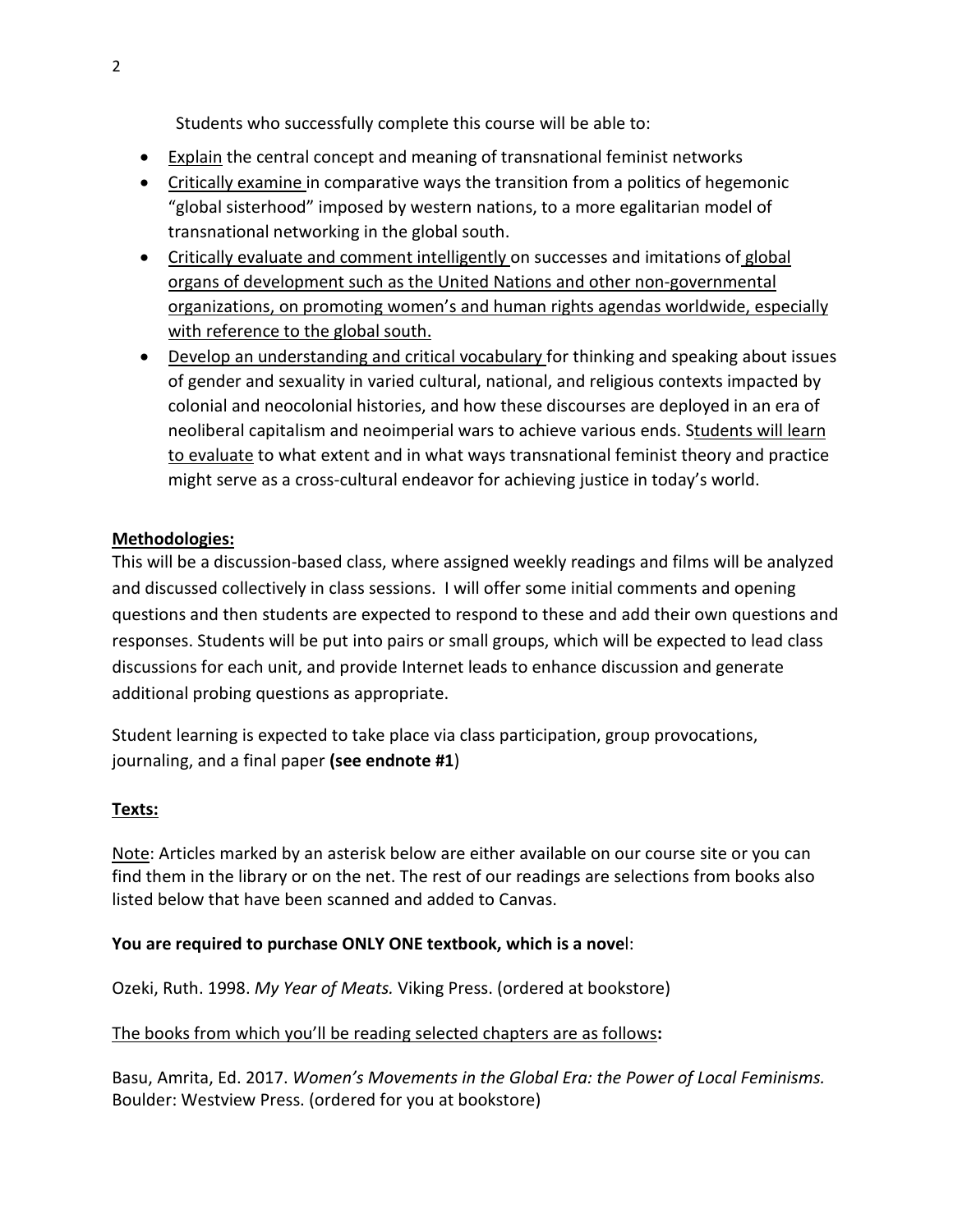Students who successfully complete this course will be able to:

- Explain the central concept and meaning of transnational feminist networks
- Critically examine in comparative ways the transition from a politics of hegemonic "global sisterhood" imposed by western nations, to a more egalitarian model of transnational networking in the global south.
- Critically evaluate and comment intelligently on successes and imitations of global organs of development such as the United Nations and other non-governmental organizations, on promoting women's and human rights agendas worldwide, especially with reference to the global south.
- Develop an understanding and critical vocabulary for thinking and speaking about issues of gender and sexuality in varied cultural, national, and religious contexts impacted by colonial and neocolonial histories, and how these discourses are deployed in an era of neoliberal capitalism and neoimperial wars to achieve various ends. Students will learn to evaluate to what extent and in what ways transnational feminist theory and practice might serve as a cross-cultural endeavor for achieving justice in today's world.

## Methodologies:

This will be a discussion-based class, where assigned weekly readings and films will be analyzed and discussed collectively in class sessions. I will offer some initial comments and opening questions and then students are expected to respond to these and add their own questions and responses. Students will be put into pairs or small groups, which will be expected to lead class discussions for each unit, and provide Internet leads to enhance discussion and generate additional probing questions as appropriate.

Student learning is expected to take place via class participation, group provocations, journaling, and a final paper **(see endnote #1**)

## Texts:

Note: Articles marked by an asterisk below are either available on our course site or you can find them in the library or on the net. The rest of our readings are selections from books also listed below that have been scanned and added to Canvas.

**You are required to purchase ONLY ONE textbook, which is a novel**:

Ozeki, Ruth. 1998. *My Year of Meats.* Viking Press. (ordered at bookstore)

The books from which you'll be reading selected chapters are as follows**:**

Basu, Amrita, Ed. 2017. *Women's Movements in the Global Era: the Power of Local Feminisms.* Boulder: Westview Press. (ordered for you at bookstore)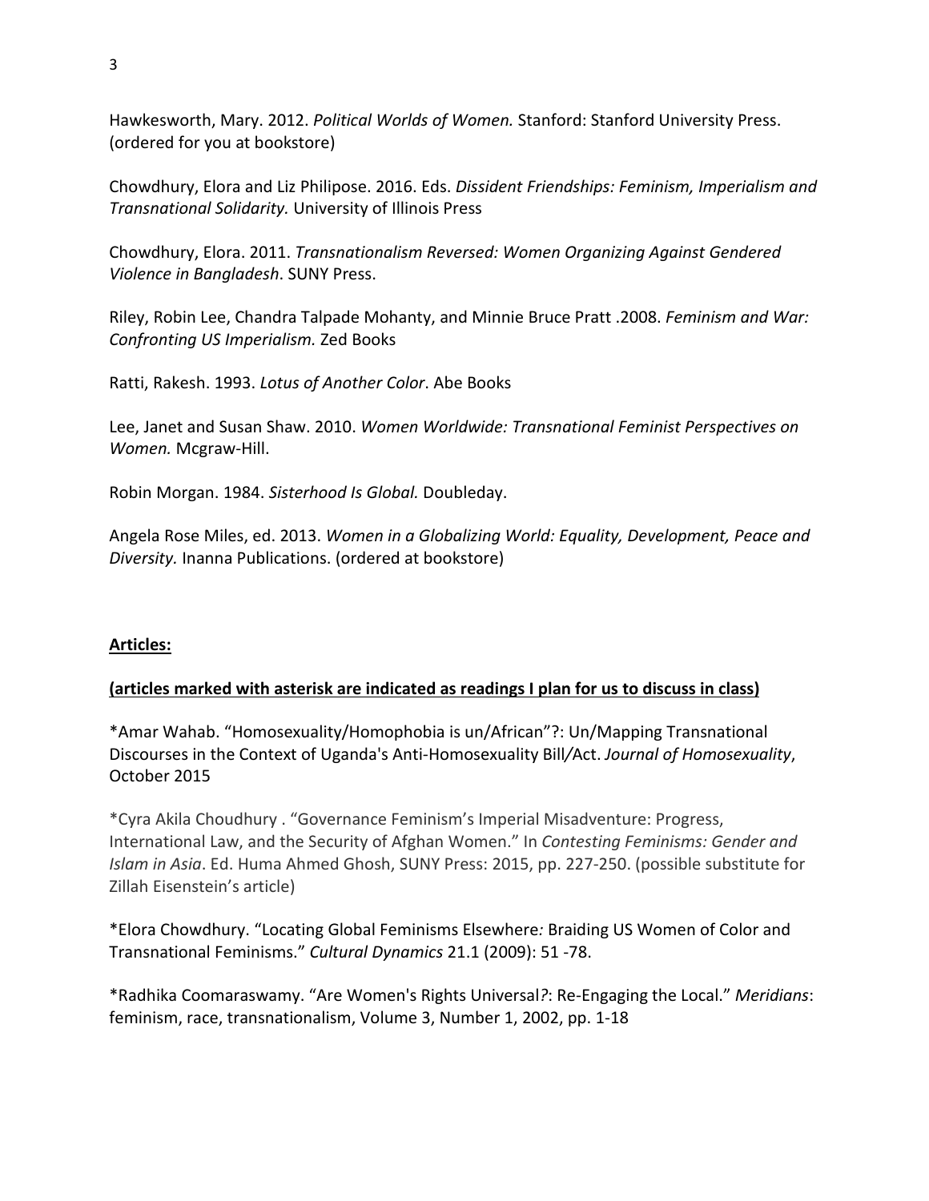Hawkesworth, Mary. 2012. *Political Worlds of Women.* Stanford: Stanford University Press. (ordered for you at bookstore)

Chowdhury, Elora and Liz Philipose. 2016. Eds. *Dissident Friendships: Feminism, Imperialism and Transnational Solidarity.* University of Illinois Press

Chowdhury, Elora. 2011. *Transnationalism Reversed: Women Organizing Against Gendered Violence in Bangladesh*. SUNY Press.

Riley, Robin Lee, Chandra Talpade Mohanty, and Minnie Bruce Pratt .2008. *Feminism and War: Confronting US Imperialism.* Zed Books

Ratti, Rakesh. 1993. *Lotus of Another Color*. Abe Books

Lee, Janet and Susan Shaw. 2010. *Women Worldwide: Transnational Feminist Perspectives on Women.* Mcgraw-Hill.

Robin Morgan. 1984. *Sisterhood Is Global.* Doubleday.

Angela Rose Miles, ed. 2013. *Women in a Globalizing World: Equality, Development, Peace and Diversity.* Inanna Publications. (ordered at bookstore)

**Articles:**

**(articles marked with asterisk are indicated as readings I plan for us to discuss in class)**

*Amar Wahab. "Homosexuality/Homophobia is un/African"?: Un/Mapping Transnational Discourses in the Context of Uganda's Anti-Homosexuality Bill/Act. *Journal of Homosexuality*, October 2015

*Cyra Akila Choudhury . "Governance Feminism's Imperial Misadventure: Progress, International Law, and the Security of Afghan Women." In *Contesting Feminisms: Gender and Islam in Asia*. Ed. Huma Ahmed Ghosh, SUNY Press: 2015, pp. 227-250. (possible substitute for Zillah Eisenstein's article)

*Elora Chowdhury. "Locating Global Feminisms Elsewhere*:* Braiding US Women of Color and Transnational Feminisms." *Cultural Dynamics* 21.1 (2009): 51 -78.

*Radhika Coomaraswamy. "Are Women's Rights Universal*?*: Re-Engaging the Local." *Meridians*: feminism, race, transnationalism, Volume 3, Number 1, 2002, pp. 1-18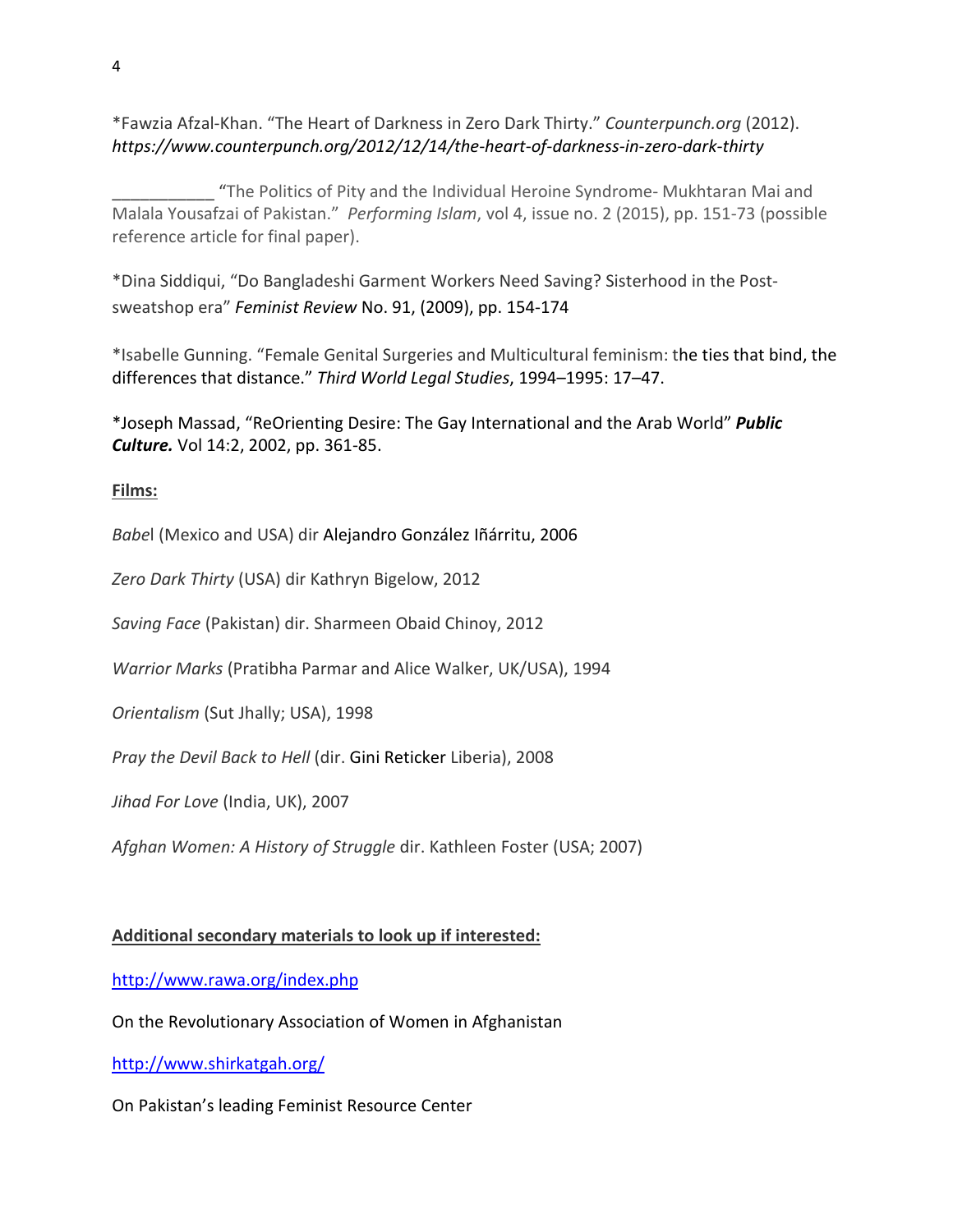*Fawzia Afzal-Khan. "The Heart of Darkness in Zero Dark Thirty." *Counterpunch.org* (2012). *https://www.counterpunch.org/2012/12/14/the-heart-of-darkness-in-zero-dark-thirty*

___________ "The Politics of Pity and the Individual Heroine Syndrome- Mukhtaran Mai and Malala Yousafzai of Pakistan." *Performing Islam*, vol 4, issue no. 2 (2015), pp. 151-73 (possible reference article for final paper).

*Dina Siddiqui, "Do Bangladeshi Garment Workers Need Saving? Sisterhood in the Post-sweatshop era" *Feminist Review* No. 91, (2009), pp. 154-174

*Isabelle Gunning. "Female Genital Surgeries and Multicultural feminism: the ties that bind, the differences that distance." *Third World Legal Studies*, 1994–1995: 17–47.

*Joseph Massad, "ReOrienting Desire: The Gay International and the Arab World" ***Public Culture.*** Vol 14:2, 2002, pp. 361-85.

**Films:**

*Babel* (Mexico and USA) dir Alejandro González Iñárritu, 2006

*Zero Dark Thirty* (USA) dir Kathryn Bigelow, 2012

*Saving Face* (Pakistan) dir. Sharmeen Obaid Chinoy, 2012

*Warrior Marks* (Pratibha Parmar and Alice Walker, UK/USA), 1994

*Orientalism* (Sut Jhally; USA), 1998

*Pray the Devil Back to Hell* (dir. Gini Reticker Liberia), 2008

*Jihad For Love* (India, UK), 2007

*Afghan Women: A History of Struggle* dir. Kathleen Foster (USA; 2007)

**Additional secondary materials to look up if interested:**

http://www.rawa.org/index.php

On the Revolutionary Association of Women in Afghanistan

http://www.shirkatgah.org/

On Pakistan's leading Feminist Resource Center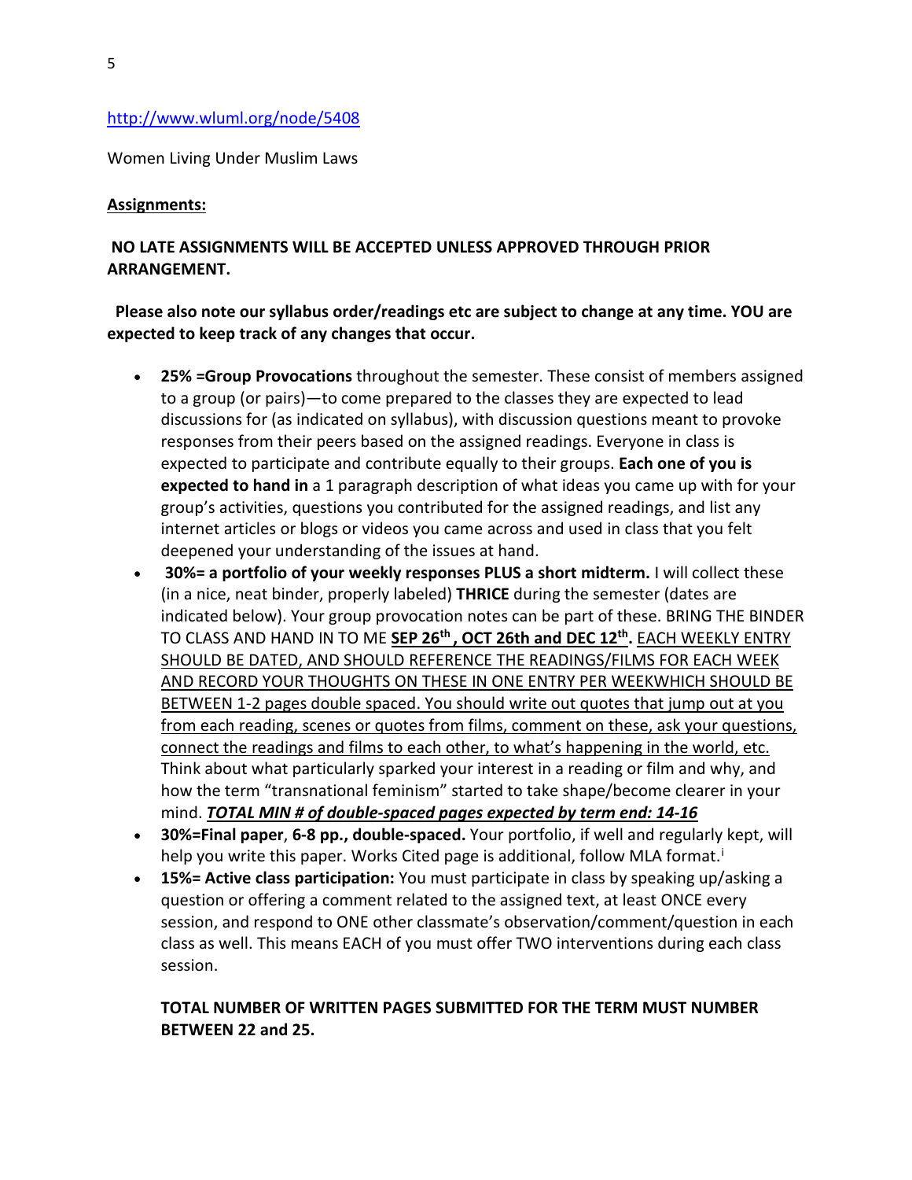http://www.wluml.org/node/5408

Women Living Under Muslim Laws

**Assignments:**

**NO LATE ASSIGNMENTS WILL BE ACCEPTED UNLESS APPROVED THROUGH PRIOR ARRANGEMENT.**

**Please also note our syllabus order/readings etc are subject to change at any time. YOU are expected to keep track of any changes that occur.**

- **25% =Group Provocations** throughout the semester. These consist of members assigned to a group (or pairs)—to come prepared to the classes they are expected to lead discussions for (as indicated on syllabus), with discussion questions meant to provoke responses from their peers based on the assigned readings. Everyone in class is expected to participate and contribute equally to their groups. **Each one of you is expected to hand in** a 1 paragraph description of what ideas you came up with for your group's activities, questions you contributed for the assigned readings, and list any internet articles or blogs or videos you came across and used in class that you felt deepened your understanding of the issues at hand.
- **30%= a portfolio of your weekly responses PLUS a short midterm.** I will collect these (in a nice, neat binder, properly labeled) **THRICE** during the semester (dates are indicated below). Your group provocation notes can be part of these. BRING THE BINDER TO CLASS AND HAND IN TO ME **SEP 26th , OCT 26th and DEC 12th.** EACH WEEKLY ENTRY SHOULD BE DATED, AND SHOULD REFERENCE THE READINGS/FILMS FOR EACH WEEK AND RECORD YOUR THOUGHTS ON THESE IN ONE ENTRY PER WEEKWHICH SHOULD BE BETWEEN 1-2 pages double spaced. You should write out quotes that jump out at you from each reading, scenes or quotes from films, comment on these, ask your questions, connect the readings and films to each other, to what's happening in the world, etc. Think about what particularly sparked your interest in a reading or film and why, and how the term "transnational feminism" started to take shape/become clearer in your mind. ***TOTAL MIN # of double-spaced pages expected by term end: 14-16***
- **30%=Final paper**, **6-8 pp., double-spaced.** Your portfolio, if well and regularly kept, will help you write this paper. Works Cited page is additional, follow MLA format.[i]
- **15%= Active class participation:** You must participate in class by speaking up/asking a question or offering a comment related to the assigned text, at least ONCE every session, and respond to ONE other classmate's observation/comment/question in each class as well. This means EACH of you must offer TWO interventions during each class session.

**TOTAL NUMBER OF WRITTEN PAGES SUBMITTED FOR THE TERM MUST NUMBER BETWEEN 22 and 25.**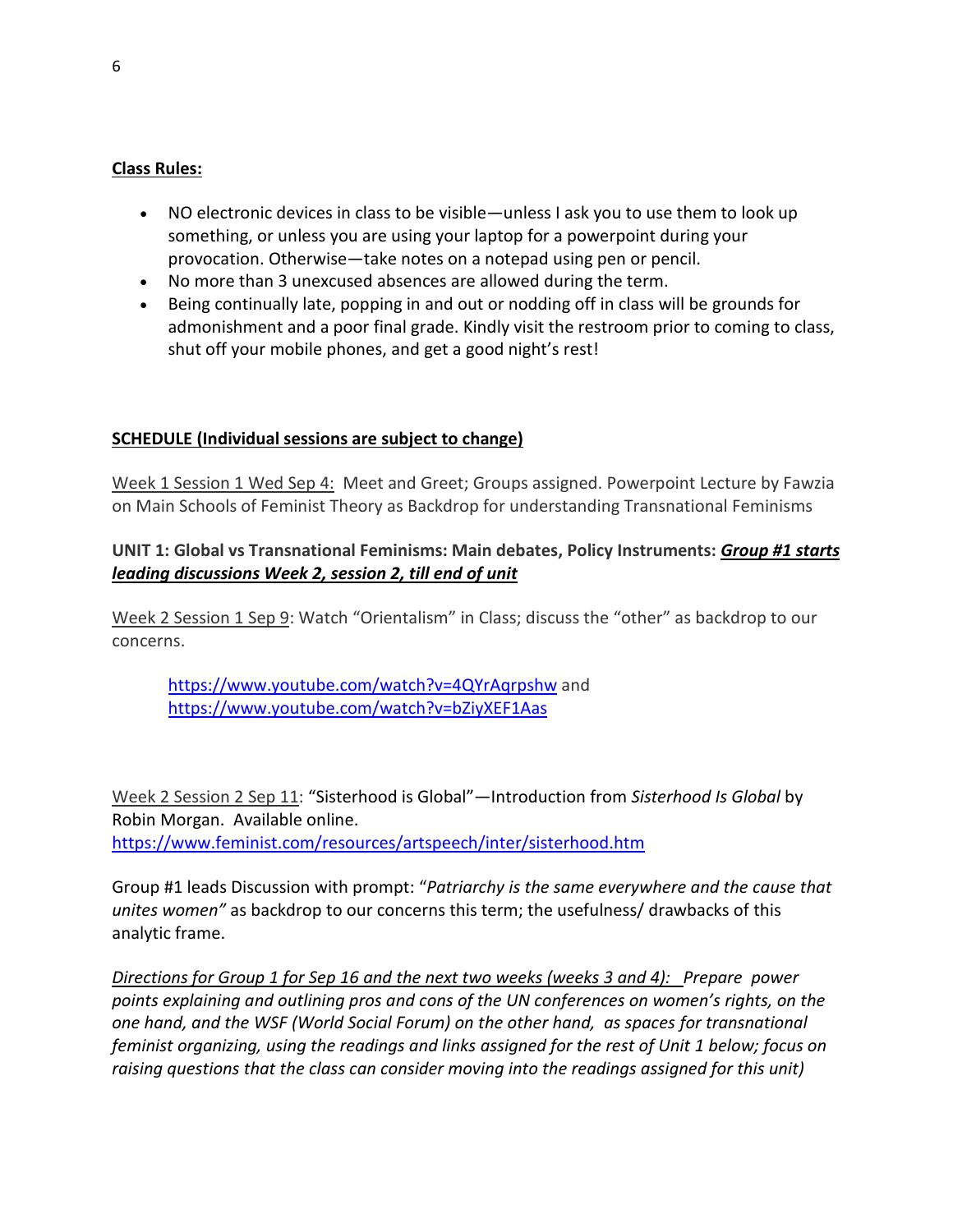**Class Rules:**

- NO electronic devices in class to be visible—unless I ask you to use them to look up something, or unless you are using your laptop for a powerpoint during your provocation. Otherwise—take notes on a notepad using pen or pencil.
- No more than 3 unexcused absences are allowed during the term.
- Being continually late, popping in and out or nodding off in class will be grounds for admonishment and a poor final grade. Kindly visit the restroom prior to coming to class, shut off your mobile phones, and get a good night's rest!

**SCHEDULE (Individual sessions are subject to change)**

Week 1 Session 1 Wed Sep 4: Meet and Greet; Groups assigned. Powerpoint Lecture by Fawzia on Main Schools of Feminist Theory as Backdrop for understanding Transnational Feminisms

**UNIT 1: Global vs Transnational Feminisms: Main debates, Policy Instruments: *Group #1 starts leading discussions Week 2, session 2, till end of unit***

Week 2 Session 1 Sep 9: Watch "Orientalism" in Class; discuss the "other" as backdrop to our concerns.

> https://www.youtube.com/watch?v=4QYrAqrpshw and
> https://www.youtube.com/watch?v=bZiyXEF1Aas

Week 2 Session 2 Sep 11: "Sisterhood is Global"—Introduction from *Sisterhood Is Global* by Robin Morgan. Available online.
https://www.feminist.com/resources/artspeech/inter/sisterhood.htm

Group #1 leads Discussion with prompt: "*Patriarchy is the same everywhere and the cause that unites women"* as backdrop to our concerns this term; the usefulness/ drawbacks of this analytic frame.

*Directions for Group 1 for Sep 16 and the next two weeks (weeks 3 and 4): Prepare power points explaining and outlining pros and cons of the UN conferences on women's rights, on the one hand, and the WSF (World Social Forum) on the other hand, as spaces for transnational feminist organizing, using the readings and links assigned for the rest of Unit 1 below; focus on raising questions that the class can consider moving into the readings assigned for this unit)*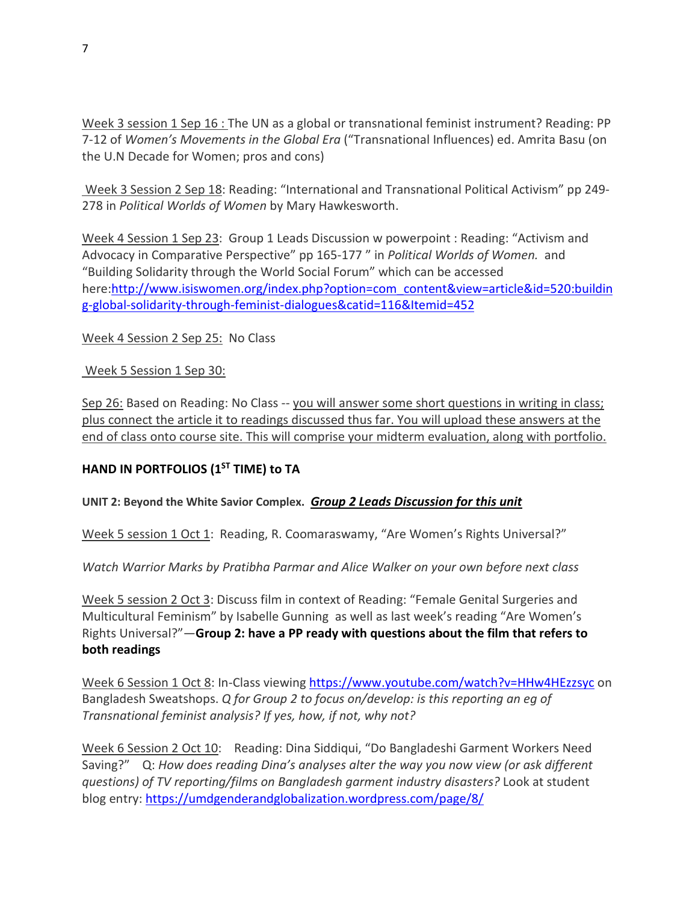Week 3 session 1 Sep 16 : The UN as a global or transnational feminist instrument? Reading: PP 7-12 of *Women's Movements in the Global Era* ("Transnational Influences) ed. Amrita Basu (on the U.N Decade for Women; pros and cons)

Week 3 Session 2 Sep 18: Reading: "International and Transnational Political Activism" pp 249-278 in *Political Worlds of Women* by Mary Hawkesworth.

Week 4 Session 1 Sep 23: Group 1 Leads Discussion w powerpoint : Reading: "Activism and Advocacy in Comparative Perspective" pp 165-177 " in *Political Worlds of Women.* and "Building Solidarity through the World Social Forum" which can be accessed here:[http://www.isiswomen.org/index.php?option=com_content&view=article&id=520:building-global-solidarity-through-feminist-dialogues&catid=116&Itemid=452](http://www.isiswomen.org/index.php?option=com_content&view=article&id=520:building-global-solidarity-through-feminist-dialogues&catid=116&Itemid=452)

Week 4 Session 2 Sep 25: No Class

Week 5 Session 1 Sep 30:

Sep 26: Based on Reading: No Class -- you will answer some short questions in writing in class; plus connect the article it to readings discussed thus far. You will upload these answers at the end of class onto course site. This will comprise your midterm evaluation, along with portfolio.

**HAND IN PORTFOLIOS (1ST TIME) to TA**

**UNIT 2: Beyond the White Savior Complex.** ***Group 2 Leads Discussion for this unit***

Week 5 session 1 Oct 1: Reading, R. Coomaraswamy, "Are Women's Rights Universal?"

*Watch Warrior Marks by Pratibha Parmar and Alice Walker on your own before next class*

Week 5 session 2 Oct 3: Discuss film in context of Reading: "Female Genital Surgeries and Multicultural Feminism" by Isabelle Gunning as well as last week's reading "Are Women's Rights Universal?"—**Group 2: have a PP ready with questions about the film that refers to both readings**

Week 6 Session 1 Oct 8: In-Class viewing [https://www.youtube.com/watch?v=HHw4HEzzsyc](https://www.youtube.com/watch?v=HHw4HEzzsyc) on Bangladesh Sweatshops. *Q for Group 2 to focus on/develop: is this reporting an eg of Transnational feminist analysis? If yes, how, if not, why not?*

Week 6 Session 2 Oct 10: Reading: Dina Siddiqui, "Do Bangladeshi Garment Workers Need Saving?" Q: *How does reading Dina's analyses alter the way you now view (or ask different questions) of TV reporting/films on Bangladesh garment industry disasters?* Look at student blog entry: [https://umdgenderandglobalization.wordpress.com/page/8/](https://umdgenderandglobalization.wordpress.com/page/8/)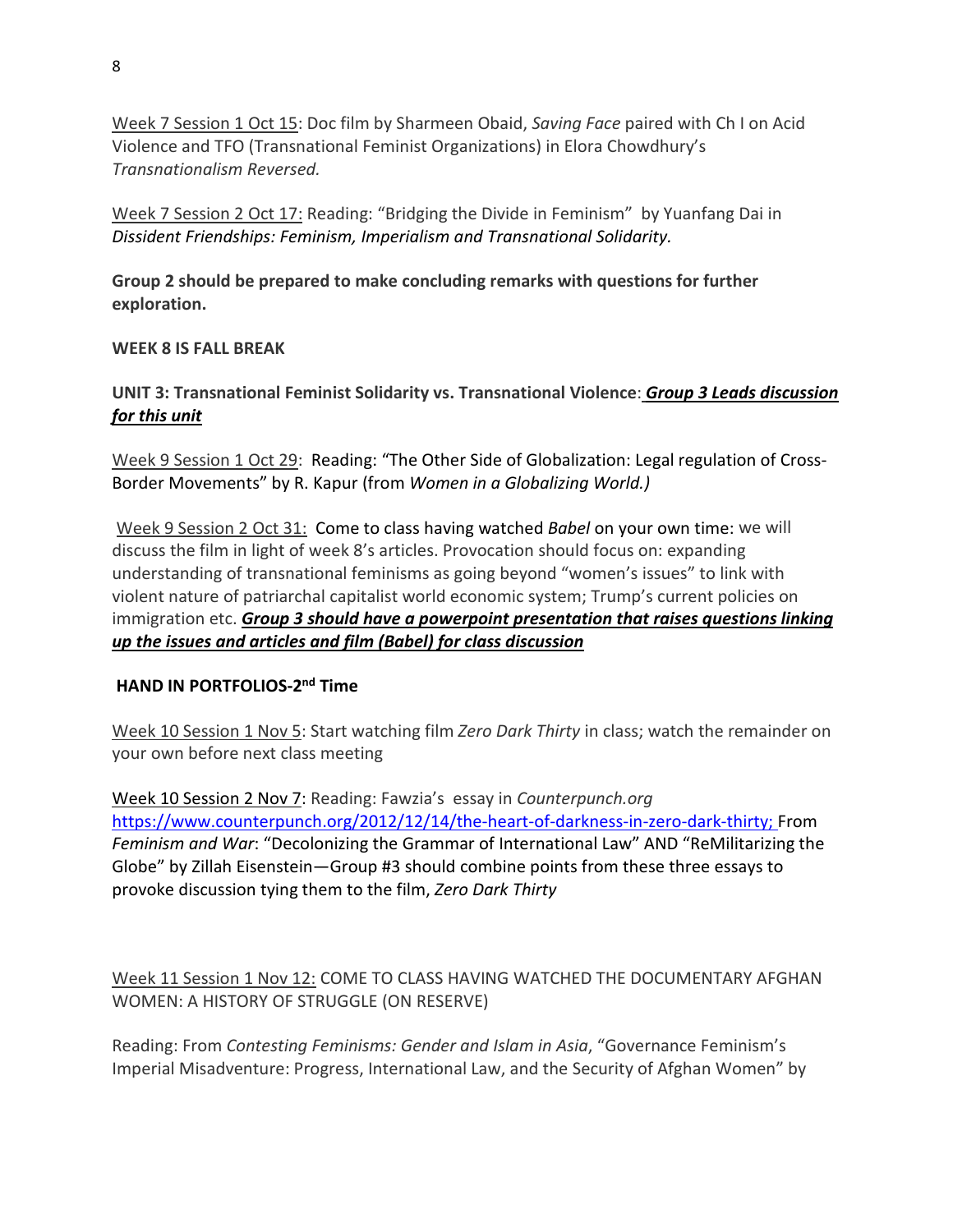Week 7 Session 1 Oct 15: Doc film by Sharmeen Obaid, *Saving Face* paired with Ch I on Acid Violence and TFO (Transnational Feminist Organizations) in Elora Chowdhury's *Transnationalism Reversed.*

Week 7 Session 2 Oct 17: Reading: "Bridging the Divide in Feminism" by Yuanfang Dai in *Dissident Friendships: Feminism, Imperialism and Transnational Solidarity.*

**Group 2 should be prepared to make concluding remarks with questions for further exploration.**

**WEEK 8 IS FALL BREAK**

**UNIT 3: Transnational Feminist Solidarity vs. Transnational Violence**: ***Group 3 Leads discussion for this unit***

Week 9 Session 1 Oct 29: Reading: "The Other Side of Globalization: Legal regulation of Cross-Border Movements" by R. Kapur (from *Women in a Globalizing World.)*

Week 9 Session 2 Oct 31: Come to class having watched *Babel* on your own time: we will discuss the film in light of week 8's articles. Provocation should focus on: expanding understanding of transnational feminisms as going beyond "women's issues" to link with violent nature of patriarchal capitalist world economic system; Trump's current policies on immigration etc. ***Group 3 should have a powerpoint presentation that raises questions linking up the issues and articles and film (Babel) for class discussion***

**HAND IN PORTFOLIOS-2nd Time**

Week 10 Session 1 Nov 5: Start watching film *Zero Dark Thirty* in class; watch the remainder on your own before next class meeting

Week 10 Session 2 Nov 7: Reading: Fawzia's essay in *Counterpunch.org* https://www.counterpunch.org/2012/12/14/the-heart-of-darkness-in-zero-dark-thirty; From *Feminism and War*: "Decolonizing the Grammar of International Law" AND "ReMilitarizing the Globe" by Zillah Eisenstein—Group #3 should combine points from these three essays to provoke discussion tying them to the film, *Zero Dark Thirty*

Week 11 Session 1 Nov 12: COME TO CLASS HAVING WATCHED THE DOCUMENTARY AFGHAN WOMEN: A HISTORY OF STRUGGLE (ON RESERVE)

Reading: From *Contesting Feminisms: Gender and Islam in Asia*, "Governance Feminism's Imperial Misadventure: Progress, International Law, and the Security of Afghan Women" by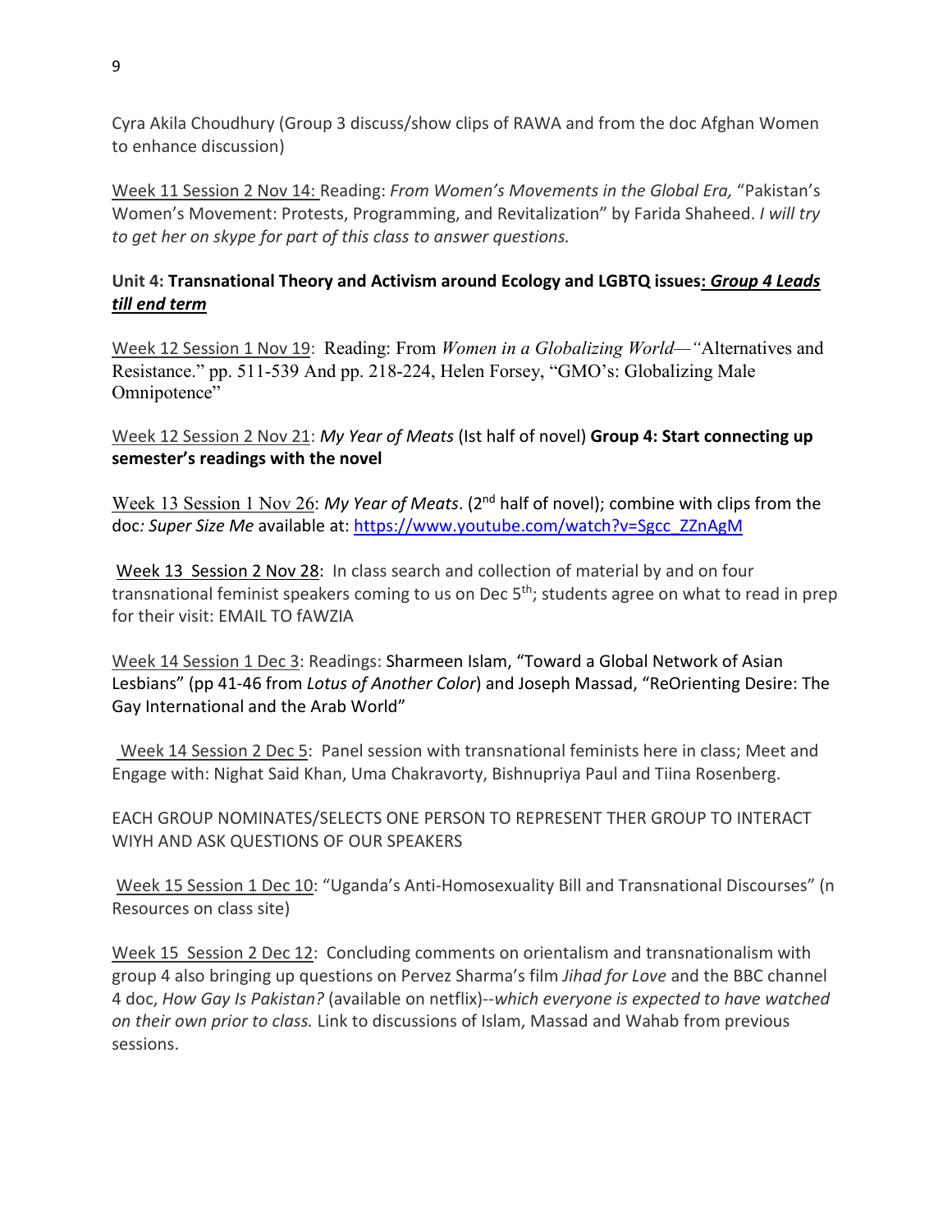Cyra Akila Choudhury (Group 3 discuss/show clips of RAWA and from the doc Afghan Women to enhance discussion)

Week 11 Session 2 Nov 14: Reading: *From Women's Movements in the Global Era,* "Pakistan's Women's Movement: Protests, Programming, and Revitalization" by Farida Shaheed. *I will try to get her on skype for part of this class to answer questions.*

**Unit 4: Transnational Theory and Activism around Ecology and LGBTQ issues: *Group 4 Leads till end term***

Week 12 Session 1 Nov 19: Reading: From *Women in a Globalizing World—"*Alternatives and Resistance." pp. 511-539 And pp. 218-224, Helen Forsey, "GMO's: Globalizing Male Omnipotence"

Week 12 Session 2 Nov 21: *My Year of Meats* (Ist half of novel) **Group 4: Start connecting up semester's readings with the novel**

Week 13 Session 1 Nov 26: *My Year of Meats*. (2nd half of novel); combine with clips from the doc*: Super Size Me* available at: https://www.youtube.com/watch?v=Sgcc_ZZnAgM

Week 13 Session 2 Nov 28: In class search and collection of material by and on four transnational feminist speakers coming to us on Dec 5th; students agree on what to read in prep for their visit: EMAIL TO fAWZIA

Week 14 Session 1 Dec 3: Readings: Sharmeen Islam, "Toward a Global Network of Asian Lesbians" (pp 41-46 from *Lotus of Another Color*) and Joseph Massad, "ReOrienting Desire: The Gay International and the Arab World"

Week 14 Session 2 Dec 5: Panel session with transnational feminists here in class; Meet and Engage with: Nighat Said Khan, Uma Chakravorty, Bishnupriya Paul and Tiina Rosenberg.

EACH GROUP NOMINATES/SELECTS ONE PERSON TO REPRESENT THER GROUP TO INTERACT WIYH AND ASK QUESTIONS OF OUR SPEAKERS

Week 15 Session 1 Dec 10: "Uganda's Anti-Homosexuality Bill and Transnational Discourses" (n Resources on class site)

Week 15 Session 2 Dec 12: Concluding comments on orientalism and transnationalism with group 4 also bringing up questions on Pervez Sharma's film *Jihad for Love* and the BBC channel 4 doc, *How Gay Is Pakistan?* (available on netflix)--*which everyone is expected to have watched on their own prior to class.* Link to discussions of Islam, Massad and Wahab from previous sessions.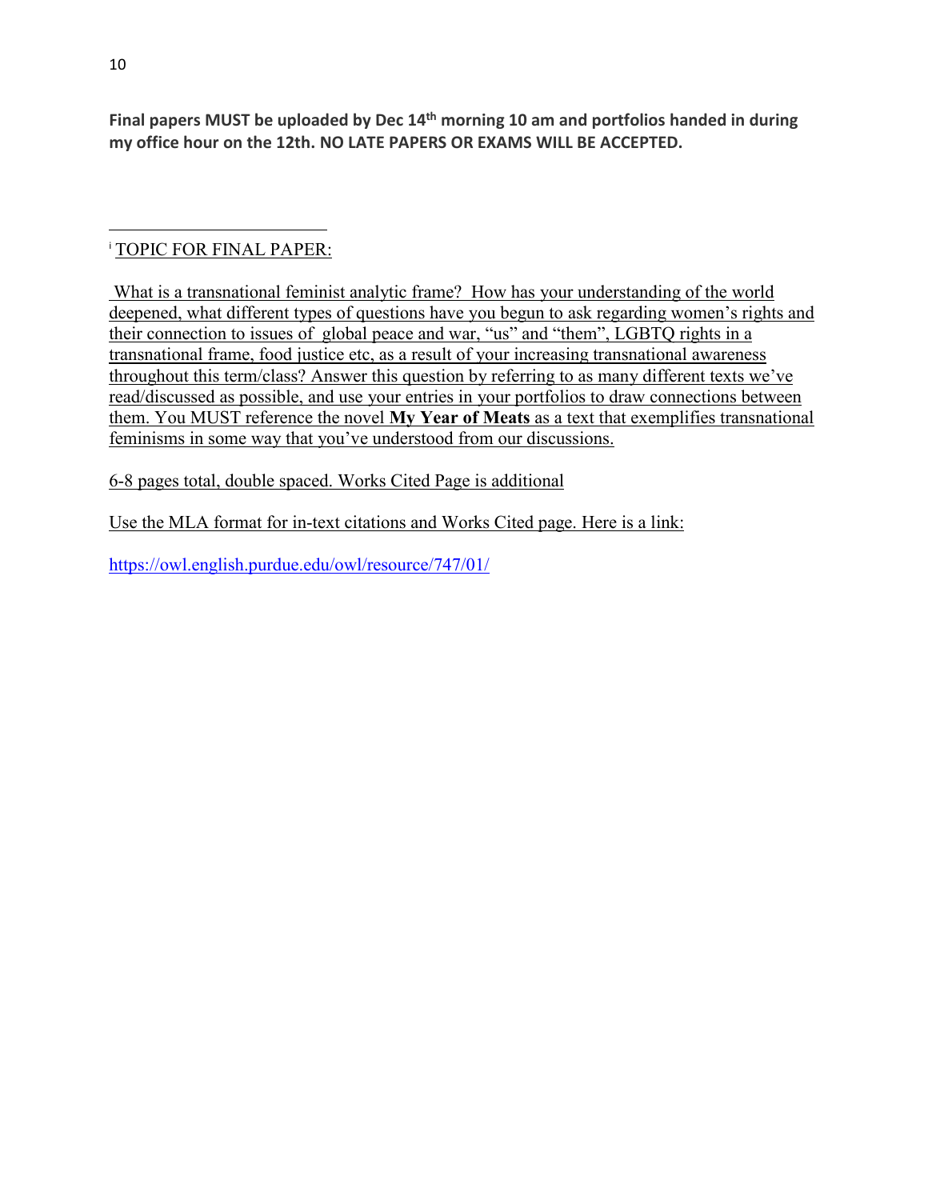**Final papers MUST be uploaded by Dec 14th morning 10 am and portfolios handed in during my office hour on the 12th. NO LATE PAPERS OR EXAMS WILL BE ACCEPTED.**

---

[i] TOPIC FOR FINAL PAPER:

What is a transnational feminist analytic frame? How has your understanding of the world deepened, what different types of questions have you begun to ask regarding women's rights and their connection to issues of global peace and war, "us" and "them", LGBTQ rights in a transnational frame, food justice etc, as a result of your increasing transnational awareness throughout this term/class? Answer this question by referring to as many different texts we've read/discussed as possible, and use your entries in your portfolios to draw connections between them. You MUST reference the novel **My Year of Meats** as a text that exemplifies transnational feminisms in some way that you've understood from our discussions.

6-8 pages total, double spaced. Works Cited Page is additional

Use the MLA format for in-text citations and Works Cited page. Here is a link:

https://owl.english.purdue.edu/owl/resource/747/01/